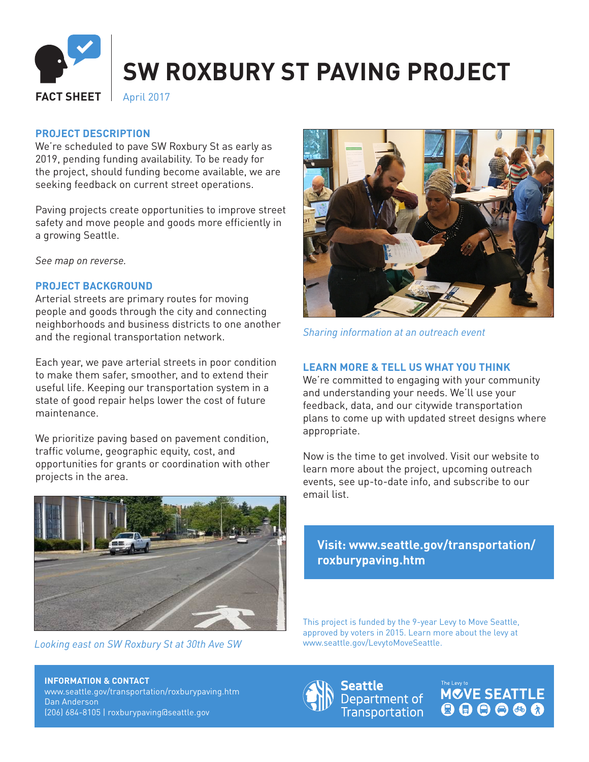FACT SHEET

# SW ROXBURY ST PAVING PROJECT

April 2017

## PROJECT DESCRIPTION

We're scheduled to pave SW Roxbury St as early as 2019, pending funding availability. To be ready for the project, should funding become available, we are seeking feedback on current street operations.

Paving projects create opportunities to improve street safety and move people and goods more efficiently in a growing Seattle.

*See map on reverse.*

## PROJECT BACKGROUND

Arterial streets are primary routes for moving people and goods through the city and connecting neighborhoods and business districts to one another and the regional transportation network.

Each year, we pave arterial streets in poor condition to make them safer, smoother, and to extend their useful life. Keeping our transportation system in a state of good repair helps lower the cost of future maintenance.

We prioritize paving based on pavement condition, traffic volume, geographic equity, cost, and opportunities for grants or coordination with other projects in the area.

*Looking east on SW Roxbury St at 30th Ave SW*

*Sharing information at an outreach event*

## LEARN MORE & TELL US WHAT YOU THINK

We're committed to engaging with your community and understanding your needs. We'll use your feedback, data, and our citywide transportation plans to come up with updated street designs where appropriate.

Now is the time to get involved. Visit our website to learn more about the project, upcoming outreach events, see up-to-date info, and subscribe to our email list.

**Visit: www.seattle.gov/transportation/roxburypaving.htm**

This project is funded by the 9-year Levy to Move Seattle, approved by voters in 2015. Learn more about the levy at www.seattle.gov/LevytoMoveSeattle.

**INFORMATION & CONTACT**
www.seattle.gov/transportation/roxburypaving.htm
Dan Anderson
(206) 684-8105 | roxburypaving@seattle.gov

Seattle Department of Transportation

The Levy to MOVE SEATTLE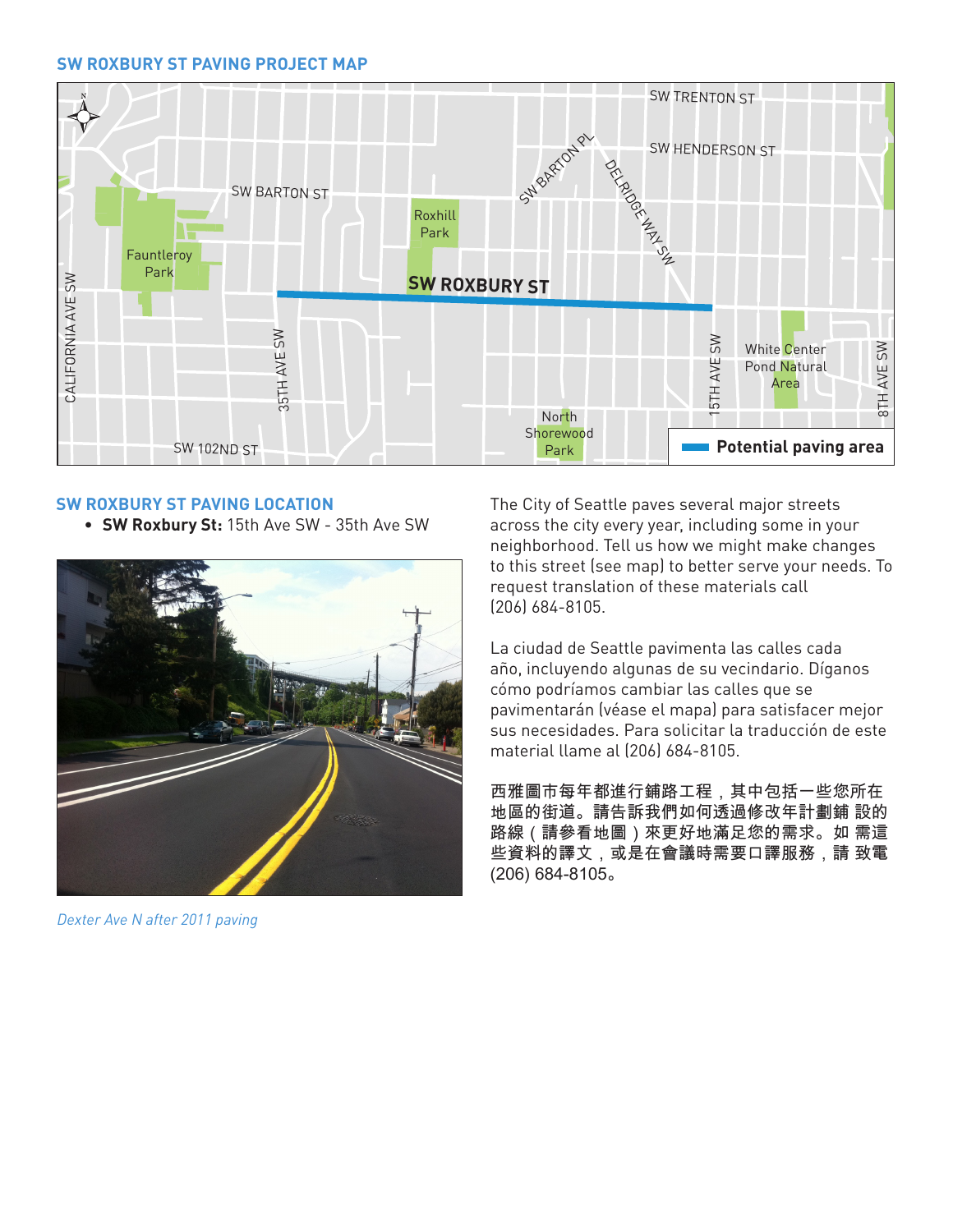## SW ROXBURY ST PAVING PROJECT MAP

SW TRENTON ST
SW HENDERSON ST
SW BARTON PL
DELRIDGE WAY SW
SW BARTON ST
Roxhill Park
Fauntleroy Park
SW ROXBURY ST
CALIFORNIA AVE SW
35TH AVE SW
15TH AVE SW
White Center Pond Natural Area
8TH AVE SW
North Shorewood Park
SW 102ND ST
Potential paving area

## SW ROXBURY ST PAVING LOCATION

- **SW Roxbury St:** 15th Ave SW - 35th Ave SW

*Dexter Ave N after 2011 paving*

The City of Seattle paves several major streets across the city every year, including some in your neighborhood. Tell us how we might make changes to this street (see map) to better serve your needs. To request translation of these materials call (206) 684-8105.

La ciudad de Seattle pavimenta las calles cada año, incluyendo algunas de su vecindario. Díganos cómo podríamos cambiar las calles que se pavimentarán (véase el mapa) para satisfacer mejor sus necesidades. Para solicitar la traducción de este material llame al (206) 684-8105.

西雅圖市每年都進行鋪路工程，其中包括一些您所在地區的街道。請告訴我們如何透過修改年計劃鋪 設的路線（請參看地圖）來更好地滿足您的需求。如 需這些資料的譯文，或是在會議時需要口譯服務，請 致電 (206) 684-8105。